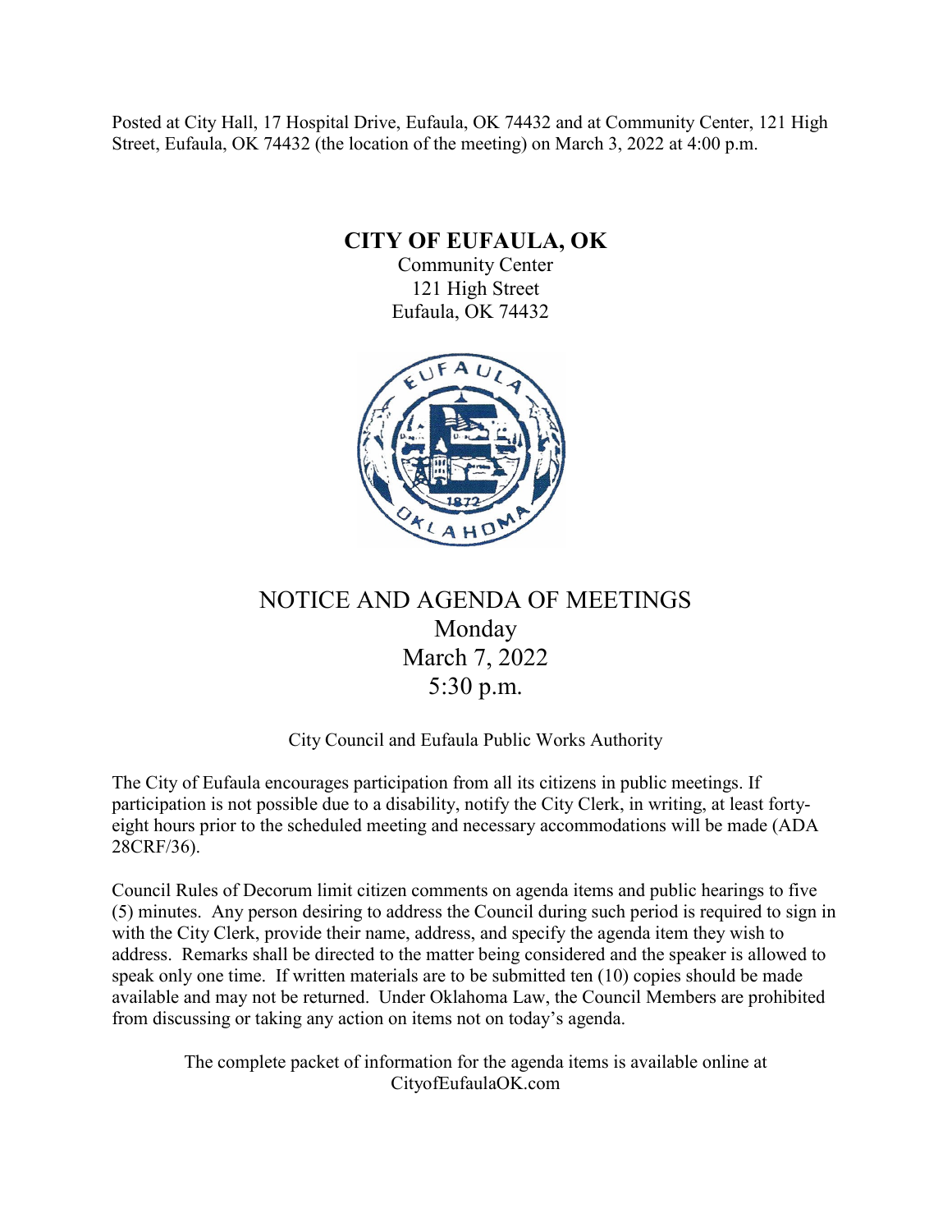Posted at City Hall, 17 Hospital Drive, Eufaula, OK 74432 and at Community Center, 121 High Street, Eufaula, OK 74432 (the location of the meeting) on March 3, 2022 at 4:00 p.m.

# CITY OF EUFAULA, OK

Community Center
121 High Street
Eufaula, OK 74432

## NOTICE AND AGENDA OF MEETINGS

Monday
March 7, 2022
5:30 p.m.

City Council and Eufaula Public Works Authority

The City of Eufaula encourages participation from all its citizens in public meetings. If participation is not possible due to a disability, notify the City Clerk, in writing, at least forty-eight hours prior to the scheduled meeting and necessary accommodations will be made (ADA 28CRF/36).

Council Rules of Decorum limit citizen comments on agenda items and public hearings to five (5) minutes. Any person desiring to address the Council during such period is required to sign in with the City Clerk, provide their name, address, and specify the agenda item they wish to address. Remarks shall be directed to the matter being considered and the speaker is allowed to speak only one time. If written materials are to be submitted ten (10) copies should be made available and may not be returned. Under Oklahoma Law, the Council Members are prohibited from discussing or taking any action on items not on today's agenda.

The complete packet of information for the agenda items is available online at CityofEufaulaOK.com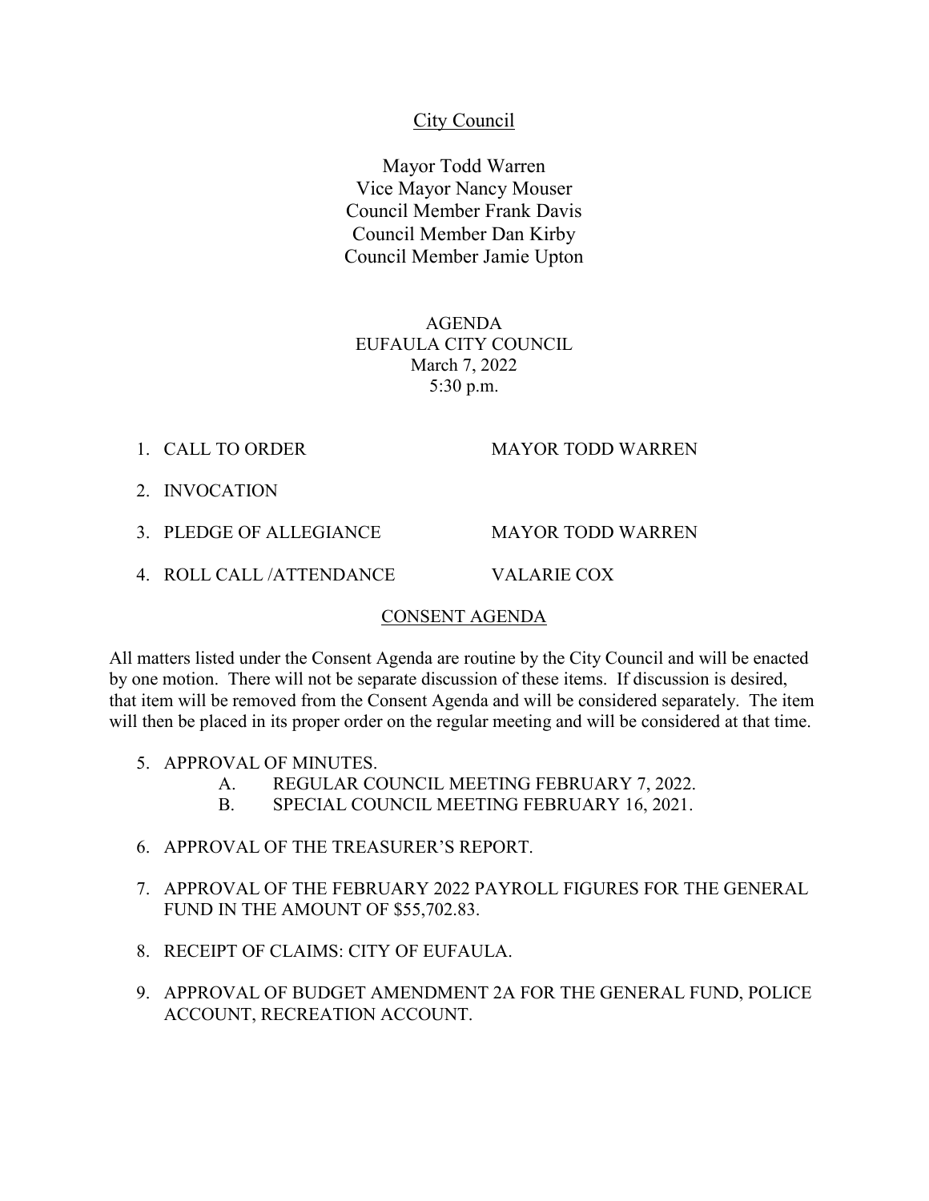<u>City Council</u>

Mayor Todd Warren
Vice Mayor Nancy Mouser
Council Member Frank Davis
Council Member Dan Kirby
Council Member Jamie Upton

AGENDA
EUFAULA CITY COUNCIL
March 7, 2022
5:30 p.m.

1. CALL TO ORDER MAYOR TODD WARREN
2. INVOCATION
3. PLEDGE OF ALLEGIANCE MAYOR TODD WARREN
4. ROLL CALL /ATTENDANCE VALARIE COX

<u>CONSENT AGENDA</u>

All matters listed under the Consent Agenda are routine by the City Council and will be enacted by one motion. There will not be separate discussion of these items. If discussion is desired, that item will be removed from the Consent Agenda and will be considered separately. The item will then be placed in its proper order on the regular meeting and will be considered at that time.

5. APPROVAL OF MINUTES.
   A. REGULAR COUNCIL MEETING FEBRUARY 7, 2022.
   B. SPECIAL COUNCIL MEETING FEBRUARY 16, 2021.
6. APPROVAL OF THE TREASURER'S REPORT.
7. APPROVAL OF THE FEBRUARY 2022 PAYROLL FIGURES FOR THE GENERAL FUND IN THE AMOUNT OF $55,702.83.
8. RECEIPT OF CLAIMS: CITY OF EUFAULA.
9. APPROVAL OF BUDGET AMENDMENT 2A FOR THE GENERAL FUND, POLICE ACCOUNT, RECREATION ACCOUNT.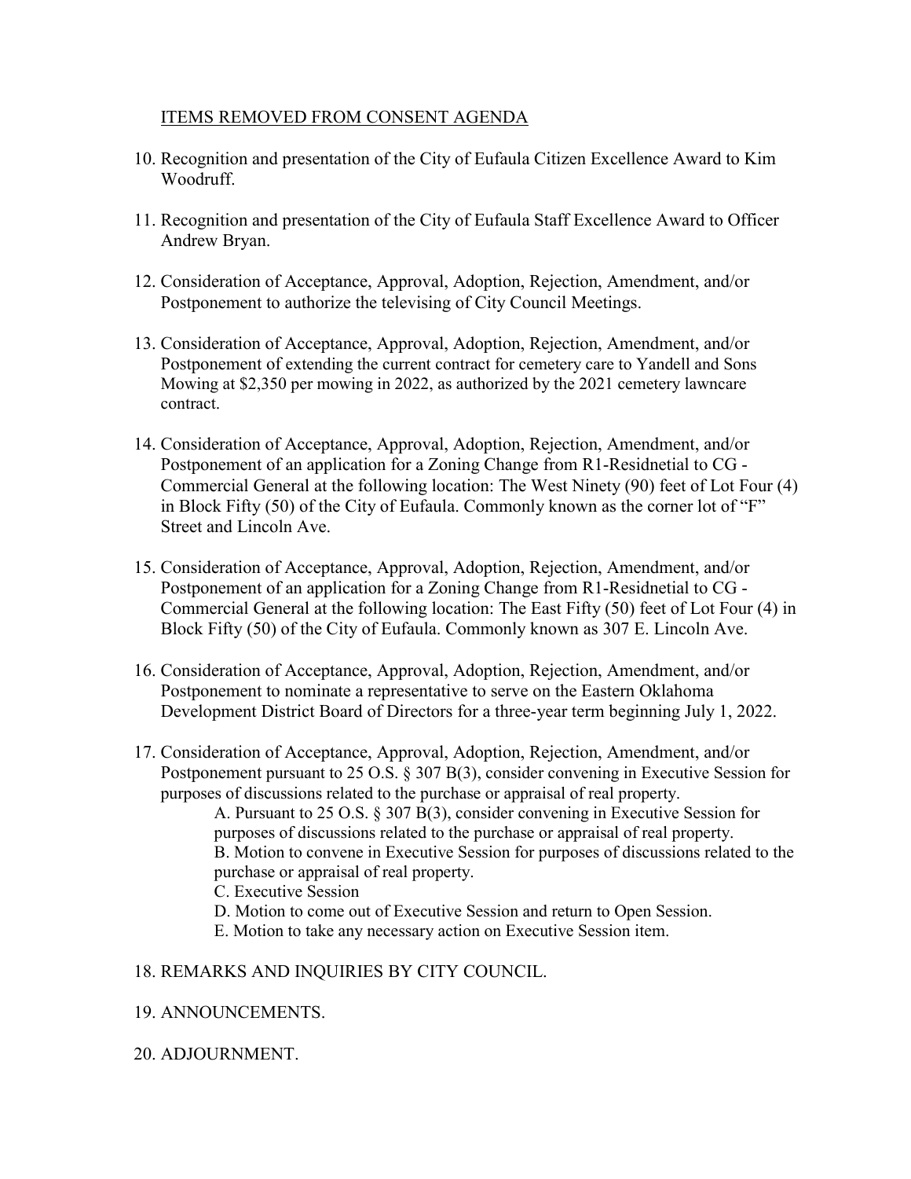<u>ITEMS REMOVED FROM CONSENT AGENDA</u>

10. Recognition and presentation of the City of Eufaula Citizen Excellence Award to Kim Woodruff.

11. Recognition and presentation of the City of Eufaula Staff Excellence Award to Officer Andrew Bryan.

12. Consideration of Acceptance, Approval, Adoption, Rejection, Amendment, and/or Postponement to authorize the televising of City Council Meetings.

13. Consideration of Acceptance, Approval, Adoption, Rejection, Amendment, and/or Postponement of extending the current contract for cemetery care to Yandell and Sons Mowing at $2,350 per mowing in 2022, as authorized by the 2021 cemetery lawncare contract.

14. Consideration of Acceptance, Approval, Adoption, Rejection, Amendment, and/or Postponement of an application for a Zoning Change from R1-Residnetial to CG - Commercial General at the following location: The West Ninety (90) feet of Lot Four (4) in Block Fifty (50) of the City of Eufaula. Commonly known as the corner lot of "F" Street and Lincoln Ave.

15. Consideration of Acceptance, Approval, Adoption, Rejection, Amendment, and/or Postponement of an application for a Zoning Change from R1-Residnetial to CG - Commercial General at the following location: The East Fifty (50) feet of Lot Four (4) in Block Fifty (50) of the City of Eufaula. Commonly known as 307 E. Lincoln Ave.

16. Consideration of Acceptance, Approval, Adoption, Rejection, Amendment, and/or Postponement to nominate a representative to serve on the Eastern Oklahoma Development District Board of Directors for a three-year term beginning July 1, 2022.

17. Consideration of Acceptance, Approval, Adoption, Rejection, Amendment, and/or Postponement pursuant to 25 O.S. § 307 B(3), consider convening in Executive Session for purposes of discussions related to the purchase or appraisal of real property.
    A. Pursuant to 25 O.S. § 307 B(3), consider convening in Executive Session for purposes of discussions related to the purchase or appraisal of real property.
    B. Motion to convene in Executive Session for purposes of discussions related to the purchase or appraisal of real property.
    C. Executive Session
    D. Motion to come out of Executive Session and return to Open Session.
    E. Motion to take any necessary action on Executive Session item.

18. REMARKS AND INQUIRIES BY CITY COUNCIL.

19. ANNOUNCEMENTS.

20. ADJOURNMENT.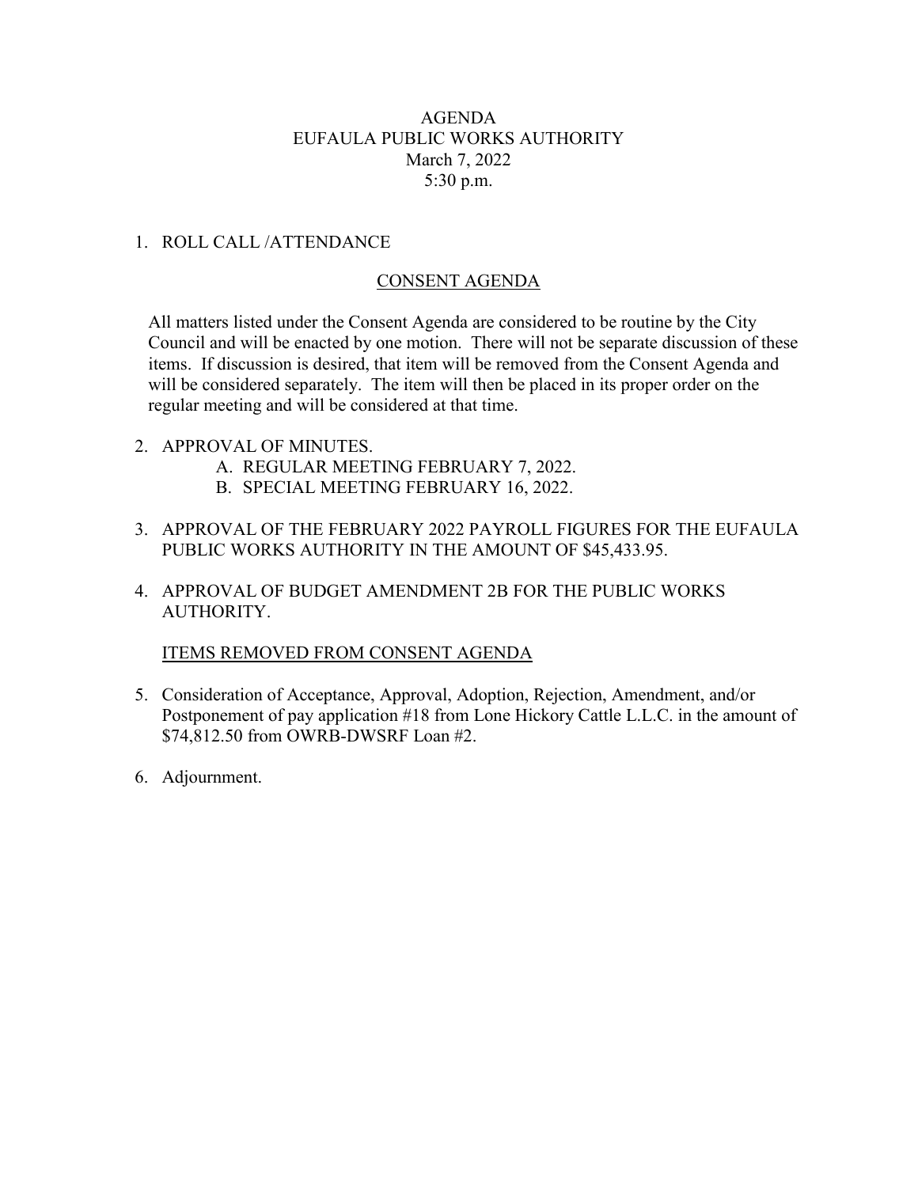# AGENDA
# EUFAULA PUBLIC WORKS AUTHORITY
March 7, 2022
5:30 p.m.

1. ROLL CALL /ATTENDANCE

## CONSENT AGENDA

All matters listed under the Consent Agenda are considered to be routine by the City Council and will be enacted by one motion. There will not be separate discussion of these items. If discussion is desired, that item will be removed from the Consent Agenda and will be considered separately. The item will then be placed in its proper order on the regular meeting and will be considered at that time.

2. APPROVAL OF MINUTES.
   - A. REGULAR MEETING FEBRUARY 7, 2022.
   - B. SPECIAL MEETING FEBRUARY 16, 2022.

3. APPROVAL OF THE FEBRUARY 2022 PAYROLL FIGURES FOR THE EUFAULA PUBLIC WORKS AUTHORITY IN THE AMOUNT OF $45,433.95.

4. APPROVAL OF BUDGET AMENDMENT 2B FOR THE PUBLIC WORKS AUTHORITY.

## ITEMS REMOVED FROM CONSENT AGENDA

5. Consideration of Acceptance, Approval, Adoption, Rejection, Amendment, and/or Postponement of pay application #18 from Lone Hickory Cattle L.L.C. in the amount of $74,812.50 from OWRB-DWSRF Loan #2.

6. Adjournment.